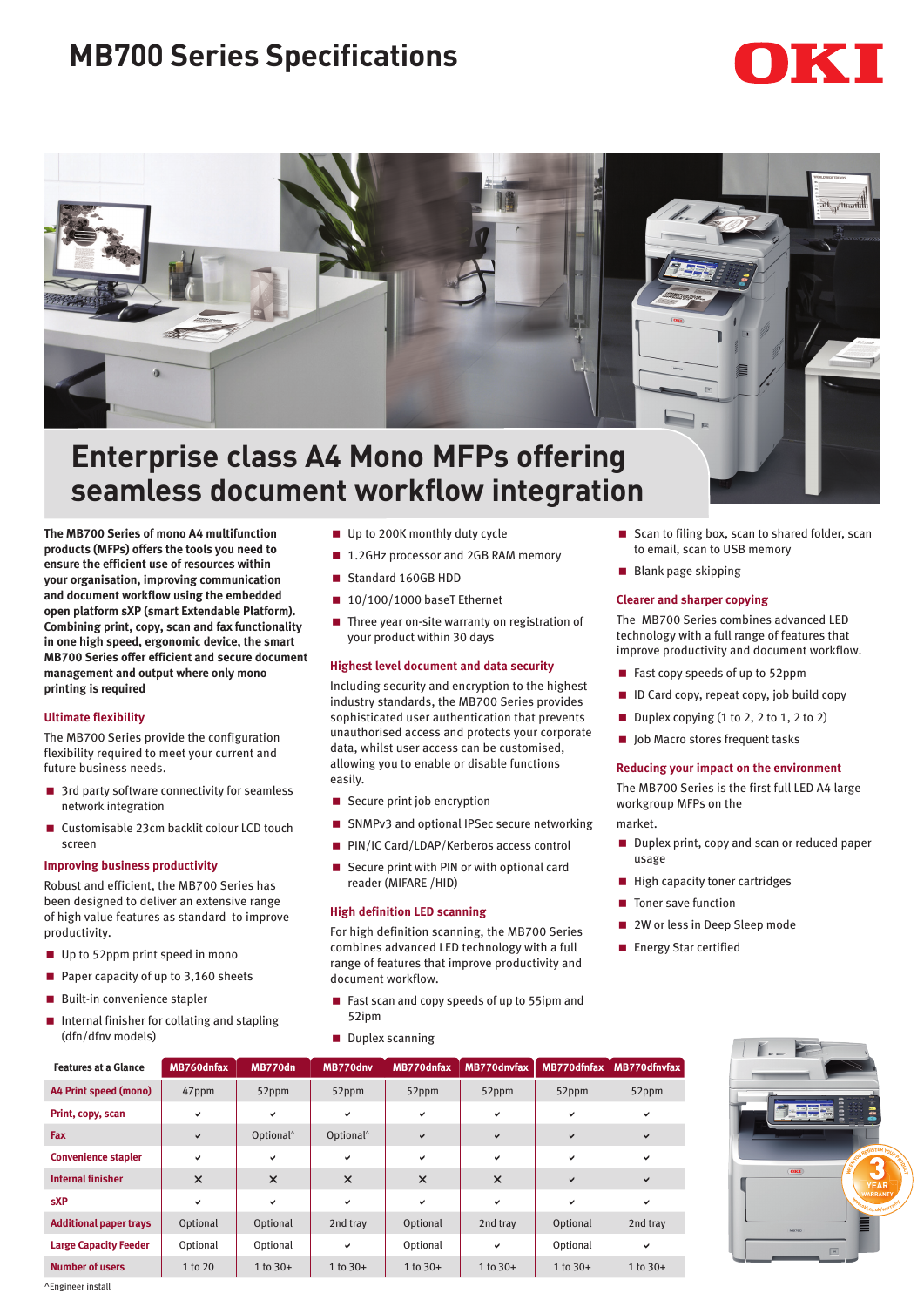# MB700 Series Specifications

OKI

## Enterprise class A4 Mono MFPs offering seamless document workflow integration

**The MB700 Series of mono A4 multifunction products (MFPs) offers the tools you need to ensure the efficient use of resources within your organisation, improving communication and document workflow using the embedded open platform sXP (smart Extendable Platform). Combining print, copy, scan and fax functionality in one high speed, ergonomic device, the smart MB700 Series offer efficient and secure document management and output where only mono printing is required**

### Ultimate flexibility

The MB700 Series provide the configuration flexibility required to meet your current and future business needs.

- 3rd party software connectivity for seamless network integration
- Customisable 23cm backlit colour LCD touch screen

### Improving business productivity

Robust and efficient, the MB700 Series has been designed to deliver an extensive range of high value features as standard to improve productivity.

- Up to 52ppm print speed in mono
- Paper capacity of up to 3,160 sheets
- Built-in convenience stapler
- Internal finisher for collating and stapling (dfn/dfnv models)
- Up to 200K monthly duty cycle
- 1.2GHz processor and 2GB RAM memory
- Standard 160GB HDD
- 10/100/1000 baseT Ethernet
- Three year on-site warranty on registration of your product within 30 days

### Highest level document and data security

Including security and encryption to the highest industry standards, the MB700 Series provides sophisticated user authentication that prevents unauthorised access and protects your corporate data, whilst user access can be customised, allowing you to enable or disable functions easily.

- Secure print job encryption
- SNMPv3 and optional IPSec secure networking
- PIN/IC Card/LDAP/Kerberos access control
- Secure print with PIN or with optional card reader (MIFARE /HID)

### High definition LED scanning

For high definition scanning, the MB700 Series combines advanced LED technology with a full range of features that improve productivity and document workflow.

- Fast scan and copy speeds of up to 55ipm and 52ipm
- Duplex scanning
- Scan to filing box, scan to shared folder, scan to email, scan to USB memory
- Blank page skipping

### Clearer and sharper copying

The MB700 Series combines advanced LED technology with a full range of features that improve productivity and document workflow.

- Fast copy speeds of up to 52ppm
- ID Card copy, repeat copy, job build copy
- Duplex copying (1 to 2, 2 to 1, 2 to 2)
- Job Macro stores frequent tasks

### Reducing your impact on the environment

The MB700 Series is the first full LED A4 large workgroup MFPs on the market.

- Duplex print, copy and scan or reduced paper usage
- High capacity toner cartridges
- Toner save function
- 2W or less in Deep Sleep mode
- Energy Star certified

| Features at a Glance | MB760dnfax | MB770dn | MB770dnv | MB770dnfax | MB770dnvfax | MB770dfnfax | MB770dfnvfax |
|---|---|---|---|---|---|---|---|
| A4 Print speed (mono) | 47ppm | 52ppm | 52ppm | 52ppm | 52ppm | 52ppm | 52ppm |
| Print, copy, scan | ✔ | ✔ | ✔ | ✔ | ✔ | ✔ | ✔ |
| Fax | ✔ | Optional^ | Optional^ | ✔ | ✔ | ✔ | ✔ |
| Convenience stapler | ✔ | ✔ | ✔ | ✔ | ✔ | ✔ | ✔ |
| Internal finisher | ✕ | ✕ | ✕ | ✕ | ✕ | ✔ | ✔ |
| sXP | ✔ | ✔ | ✔ | ✔ | ✔ | ✔ | ✔ |
| Additional paper trays | Optional | Optional | 2nd tray | Optional | 2nd tray | Optional | 2nd tray |
| Large Capacity Feeder | Optional | Optional | ✔ | Optional | ✔ | Optional | ✔ |
| Number of users | 1 to 20 | 1 to 30+ | 1 to 30+ | 1 to 30+ | 1 to 30+ | 1 to 30+ | 1 to 30+ |

^Engineer install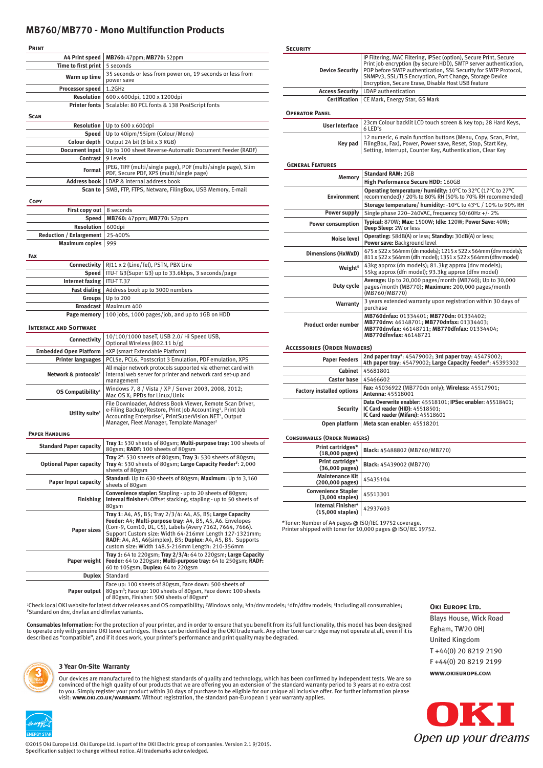# MB760/MB770 - Mono Multifunction Products

## Print

| | |
|---|---|
| A4 Print speed | **MB760:** 47ppm; **MB770:** 52ppm |
| Time to first print | 5 seconds |
| Warm up time | 35 seconds or less from power on, 19 seconds or less from power save |
| Processor speed | 1.2GHz |
| Resolution | 600 x 600dpi, 1200 x 1200dpi |
| Printer fonts | Scalable: 80 PCL fonts & 138 PostScript fonts |

## Scan

| | |
|---|---|
| Resolution | Up to 600 x 600dpi |
| Speed | Up to 40ipm/55ipm (Colour/Mono) |
| Colour depth | Output 24 bit (8 bit x 3 RGB) |
| Document input | Up to 100 sheet Reverse-Automatic Document Feeder (RADF) |
| Contrast | 9 Levels |
| Format | JPEG, TIFF (multi/single page), PDF (multi/single page), Slim PDF, Secure PDF, XPS (multi/single page) |
| Address book | LDAP & internal address book |
| Scan to | SMB, FTP, FTPS, Netware, FilingBox, USB Memory, E-mail |

## Copy

| | |
|---|---|
| First copy out | 8 seconds |
| Speed | **MB760:** 47ppm; **MB770:** 52ppm |
| Resolution | 600dpi |
| Reduction / Enlargement | 25-400% |
| Maximum copies | 999 |

## Fax

| | |
|---|---|
| Connectivity | RJ11 x 2 (Line/Tel), PSTN, PBX Line |
| Speed | ITU-T G3(Super G3) up to 33.6kbps, 3 seconds/page |
| Internet faxing | ITU-T T.37 |
| Fast dialing | Address book up to 3000 numbers |
| Groups | Up to 200 |
| Broadcast | Maximum 400 |
| Page memory | 100 jobs, 1000 pages/job, and up to 1GB on HDD |

## Interface and Software

| | |
|---|---|
| Connectivity | 10/100/1000 baseT, USB 2.0/ Hi Speed USB, Optional Wireless (802.11 b/g) |
| Embedded Open Platform | sXP (smart Extendable Platform) |
| Printer languages | PCL5e, PCL6, Postscript 3 Emulation, PDF emulation, XPS |
| Network & protocols[1] | All major network protocols supported via ethernet card with internal web server for printer and network card set-up and management |
| OS Compatibility[1] | Windows 7, 8 / Vista / XP / Server 2003, 2008, 2012; Mac OS X; PPDs for Linux/Unix |
| Utility suite[1] | File Downloader, Address Book Viewer, Remote Scan Driver, e-Filing Backup/Restore, Print Job Accounting[2], Print Job Accounting Enterprise[2], PrintSuperVision.NET[2], Output Manager, Fleet Manager, Template Manager[2] |

## Paper Handling

| | |
|---|---|
| Standard Paper capacity | **Tray 1:** 530 sheets of 80gsm; **Multi-purpose tray:** 100 sheets of 80gsm; **RADF:** 100 sheets of 80gsm |
| Optional Paper capacity | **Tray 2**[#]: 530 sheets of 80gsm; **Tray 3**: 530 sheets of 80gsm; **Tray 4**: 530 sheets of 80gsm; **Large Capacity Feeder**[4]: 2,000 sheets of 80gsm |
| Paper Input capacity | **Standard**: Up to 630 sheets of 80gsm; **Maximum**: Up to 3,160 sheets of 80gsm |
| Finishing | **Convenience stapler:** Stapling - up to 20 sheets of 80gsm; **Internal finisher**[4]**:** Offset stacking, stapling - up to 50 sheets of 80gsm |
| Paper sizes | **Tray 1**: A4, A5, B5; Tray 2/3/4: A4, A5, B5; **Large Capacity Feeder**: A4; **Multi-purpose tray**: A4, B5, A5, A6. Envelopes (Com-9, Com10, DL, C5), Labels (Avery 7162, 7664, 7666). Support Custom size: Width 64-216mm Length 127-1321mm; **RADF**: A4, A5, A6(simplex), B5; **Duplex**: A4, A5, B5. Supports custom size: Width 148.5-216mm Length: 210-356mm |
| Paper weight | **Tray 1:** 64 to 220gsm; **Tray 2/3/4:** 64 to 220gsm; **Large Capacity Feeder:** 64 to 220gsm; **Multi-purpose tray:** 64 to 250gsm; **RADF:** 60 to 105gsm; **Duplex:** 64 to 220gsm |
| Duplex | Standard |
| Paper output | Face up: 100 sheets of 80gsm, Face down: 500 sheets of 80gsm[3]; Face up: 100 sheets of 80gsm, Face down: 100 sheets of 80gsm, Finisher: 500 sheets of 80gsm[4] |

## Security

| | |
|---|---|
| Device Security | IP Filtering, MAC Filtering, IPSec (option), Secure Print, Secure Print job encryption (by secure HDD), SMTP server authentication, POP before SMTP authentication, SSL Security for SMTP Protocol, SNMPv3, SSL/TLS Encryption, Port Change, Storage Device Encryption, Secure Erase, Disable Host USB feature |
| Access Security | LDAP authentication |
| Certification | CE Mark, Energy Star, GS Mark |

## Operator Panel

| | |
|---|---|
| User Interface | 23cm Colour backlit LCD touch screen & key top; 28 Hard Keys, 6 LED's |
| Key pad | 12 numeric, 6 main function buttons (Menu, Copy, Scan, Print, FilingBox, Fax), Power, Power save, Reset, Stop, Start Key, Setting, Interrupt, Counter Key, Authentication, Clear Key |

## General Features

| | |
|---|---|
| Memory | **Standard RAM:** 2GB<br>**High Performance Secure HDD:** 160GB |
| Environment | **Operating temperature/ humidity:** 10°C to 32°C (17°C to 27°C recommended) / 20% to 80% RH (50% to 70% RH recommended)<br>**Storage temperature/ humidity:** -10°C to 43°C / 10% to 90% RH |
| Power supply | Single phase 220–240VAC, frequency 50/60Hz +/- 2% |
| Power consumption | **Typical:** 870W; **Max:** 1500W; **Idle:** 120W; **Power Save:** 40W; **Deep Sleep:** 2W or less |
| Noise level | **Operating:** 58dB(A) or less; **Standby:** 30dB(A) or less; **Power save:** Background level |
| Dimensions (HxWxD) | 675 x 522 x 564mm (dn models); 1215 x 522 x 564mm (dnv models); 811 x 522 x 564mm (dfn model); 1351 x 522 x 564mm (dfnv model) |
| Weight[5] | 43kg approx (dn models); 81.3kg approx (dnv models); 55kg approx (dfn model); 93.3kg approx (dfnv model) |
| Duty cycle | **Average:** Up to 20,000 pages/month (MB760); Up to 30,000 pages/month (MB770); **Maximum:** 200,000 pages/month (MB760/MB770) |
| Warranty | 3 years extended warranty upon registration within 30 days of purchase |
| Product order number | **MB760dnfax:** 01334401; **MB770dn:** 01334402; **MB770dnv:** 46148701; **MB770dnfax:** 01334403; **MB770dnvfax:** 46148711; **MB770dfnfax:** 01334404; **MB770dfnvfax:** 46148721 |

## Accessories (Order Numbers)

| | |
|---|---|
| Paper Feeders | **2nd paper tray**[#]: 45479002; **3rd paper tray**: 45479002; **4th paper tray**: 45479002; **Large Capacity Feeder**[4]: 45393302 |
| Cabinet | 45681801 |
| Castor base | 45466602 |
| Factory installed options | **Fax:** 45036922 (MB770dn only); **Wireless:** 45517901; **Antenna:** 45518001 |
| Security | **Data Overwrite enabler:** 45518101; **IPSec enabler:** 45518401; **IC Card reader (HID):** 45518501; **IC Card reader (Mifare):** 45518601 |
| Open platform | **Meta scan enabler:** 45518201 |

## Consumables (Order Numbers)

| | |
|---|---|
| Print cartridges* (18,000 pages) | **Black:** 45488802 (MB760/MB770) |
| Print cartridge* (36,000 pages) | **Black:** 45439002 (MB770) |
| Maintenance Kit (200,000 pages) | 45435104 |
| Convenience Stapler (3,000 staples) | 45513301 |
| Internal Finisher[4] (15,000 staples) | 42937603 |

*Toner: Number of A4 pages @ ISO/IEC 19752 coverage.
Printer shipped with toner for 10,000 pages @ ISO/IEC 19752.

[1]Check local OKI website for latest driver releases and OS compatibility; [2]Windows only; [3]dn/dnv models; [4]dfn/dfnv models; [5]Including all consumables; [#]Standard on dnv, dnvfax and dfnvfax variants.

**Consumables Information:** For the protection of your printer, and in order to ensure that you benefit from its full functionality, this model has been designed to operate only with genuine OKI toner cartridges. These can be identified by the OKI trademark. Any other toner cartridge may not operate at all, even if it is described as "compatible", and if it does work, your printer's performance and print quality may be degraded.

### 3 Year On-Site Warranty

Our devices are manufactured to the highest standards of quality and technology, which has been confirmed by independent tests. We are so convinced of the high quality of our products that we are offering you an extension of the standard warranty period to 3 years at no extra cost to you. Simply register your product within 30 days of purchase to be eligible for our unique all inclusive offer. For further information please visit: **www.oki.co.uk/warranty**. Without registration, the standard pan-European 1 year warranty applies.

**Oki Europe Ltd.**
Blays House, Wick Road
Egham, TW20 0HJ
United Kingdom
T +44(0) 20 8219 2190
F +44(0) 20 8219 2199
**www.okieurope.com**

OKI
Open up your dreams

©2015 Oki Europe Ltd. Oki Europe Ltd. is part of the OKI Electric group of companies. Version 2.1 9/2015.
Specification subject to change without notice. All trademarks acknowledged.